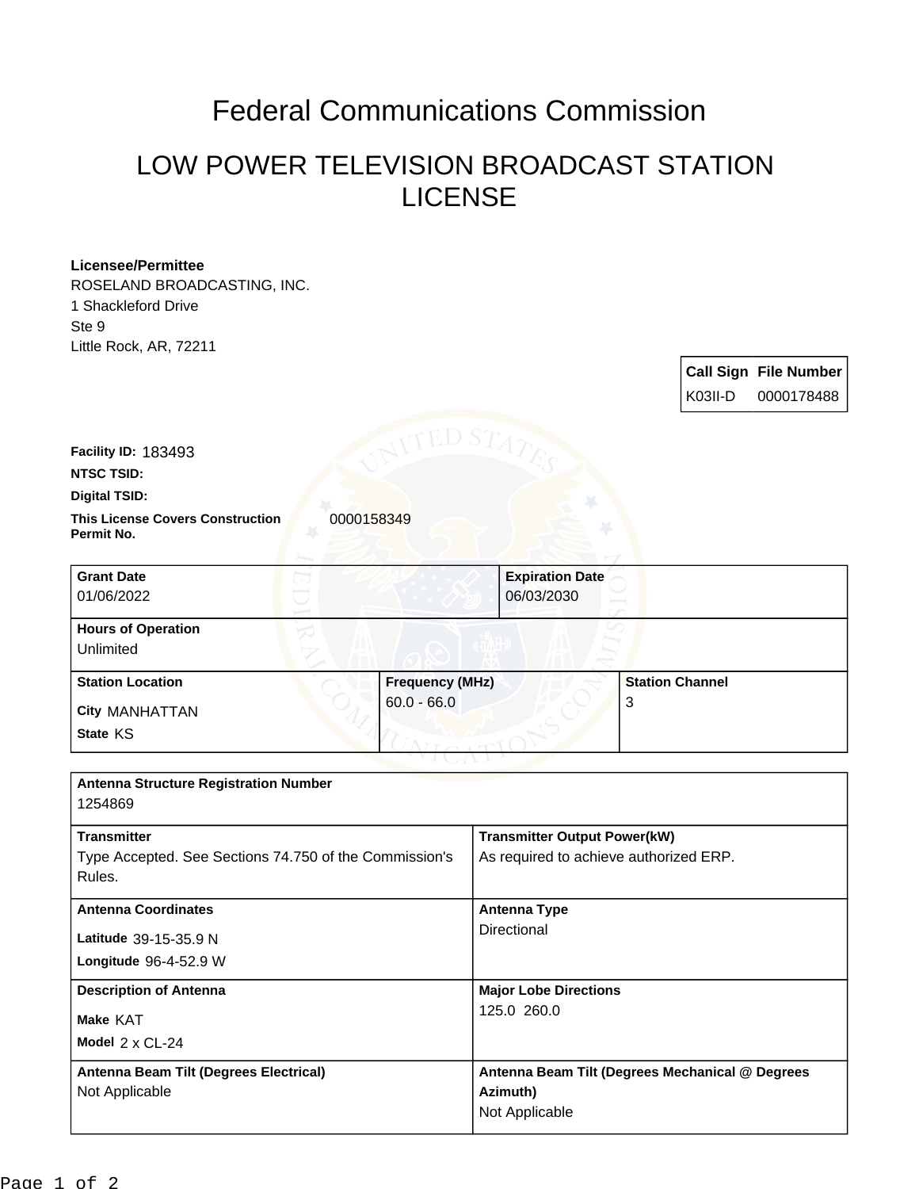# Federal Communications Commission

## LOW POWER TELEVISION BROADCAST STATION LICENSE

**Licensee/Permittee**
ROSELAND BROADCASTING, INC.
1 Shackleford Drive
Ste 9
Little Rock, AR, 72211

| Call Sign | File Number |
| --- | --- |
| K03II-D | 0000178488 |

**Facility ID:** 183493

**NTSC TSID:**

**Digital TSID:**

**This License Covers Construction Permit No.** 0000158349

| Grant Date | Expiration Date |
| --- | --- |
| 01/06/2022 | 06/03/2030 |

**Hours of Operation**
Unlimited

| Station Location | Frequency (MHz) | Station Channel |
| --- | --- | --- |
| City MANHATTAN<br>State KS | 60.0 - 66.0 | 3 |

**Antenna Structure Registration Number**
1254869

| Transmitter | Transmitter Output Power(kW) |
| --- | --- |
| Type Accepted. See Sections 74.750 of the Commission's Rules. | As required to achieve authorized ERP. |

| Antenna Coordinates | Antenna Type |
| --- | --- |
| Latitude 39-15-35.9 N<br>Longitude 96-4-52.9 W | Directional |

| Description of Antenna | Major Lobe Directions |
| --- | --- |
| Make KAT<br>Model 2 x CL-24 | 125.0 260.0 |

| Antenna Beam Tilt (Degrees Electrical) | Antenna Beam Tilt (Degrees Mechanical @ Degrees Azimuth) |
| --- | --- |
| Not Applicable | Not Applicable |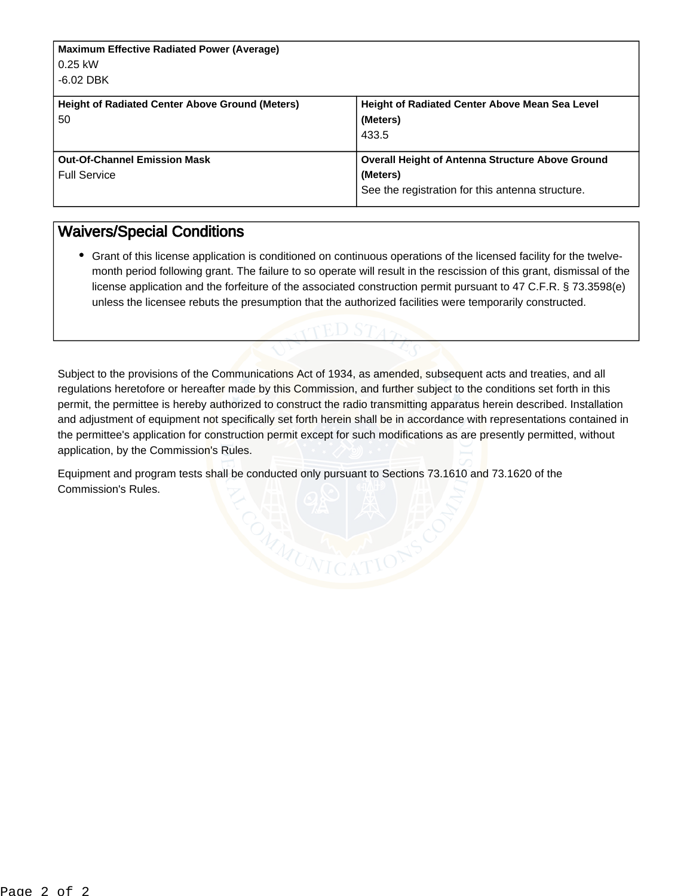| | |
|---|---|
| **Maximum Effective Radiated Power (Average)**<br>0.25 kW<br>-6.02 DBK | |
| **Height of Radiated Center Above Ground (Meters)**<br>50 | **Height of Radiated Center Above Mean Sea Level (Meters)**<br>433.5 |
| **Out-Of-Channel Emission Mask**<br>Full Service | **Overall Height of Antenna Structure Above Ground (Meters)**<br>See the registration for this antenna structure. |

## Waivers/Special Conditions

- Grant of this license application is conditioned on continuous operations of the licensed facility for the twelve-month period following grant. The failure to so operate will result in the rescission of this grant, dismissal of the license application and the forfeiture of the associated construction permit pursuant to 47 C.F.R. § 73.3598(e) unless the licensee rebuts the presumption that the authorized facilities were temporarily constructed.

Subject to the provisions of the Communications Act of 1934, as amended, subsequent acts and treaties, and all regulations heretofore or hereafter made by this Commission, and further subject to the conditions set forth in this permit, the permittee is hereby authorized to construct the radio transmitting apparatus herein described. Installation and adjustment of equipment not specifically set forth herein shall be in accordance with representations contained in the permittee's application for construction permit except for such modifications as are presently permitted, without application, by the Commission's Rules.

Equipment and program tests shall be conducted only pursuant to Sections 73.1610 and 73.1620 of the Commission's Rules.